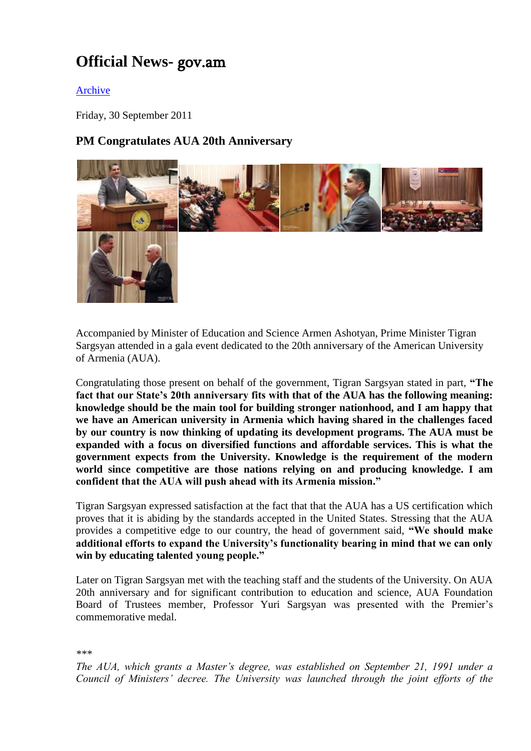# Official News- gov.am

Archive

Friday, 30 September 2011

### PM Congratulates AUA 20th Anniversary

Accompanied by Minister of Education and Science Armen Ashotyan, Prime Minister Tigran Sargsyan attended in a gala event dedicated to the 20th anniversary of the American University of Armenia (AUA).

Congratulating those present on behalf of the government, Tigran Sargsyan stated in part, **"The fact that our State's 20th anniversary fits with that of the AUA has the following meaning: knowledge should be the main tool for building stronger nationhood, and I am happy that we have an American university in Armenia which having shared in the challenges faced by our country is now thinking of updating its development programs. The AUA must be expanded with a focus on diversified functions and affordable services. This is what the government expects from the University. Knowledge is the requirement of the modern world since competitive are those nations relying on and producing knowledge. I am confident that the AUA will push ahead with its Armenia mission."**

Tigran Sargsyan expressed satisfaction at the fact that that the AUA has a US certification which proves that it is abiding by the standards accepted in the United States. Stressing that the AUA provides a competitive edge to our country, the head of government said, **"We should make additional efforts to expand the University's functionality bearing in mind that we can only win by educating talented young people."**

Later on Tigran Sargsyan met with the teaching staff and the students of the University. On AUA 20th anniversary and for significant contribution to education and science, AUA Foundation Board of Trustees member, Professor Yuri Sargsyan was presented with the Premier's commemorative medal.

*\*\*\**

*The AUA, which grants a Master's degree, was established on September 21, 1991 under a Council of Ministers' decree. The University was launched through the joint efforts of the*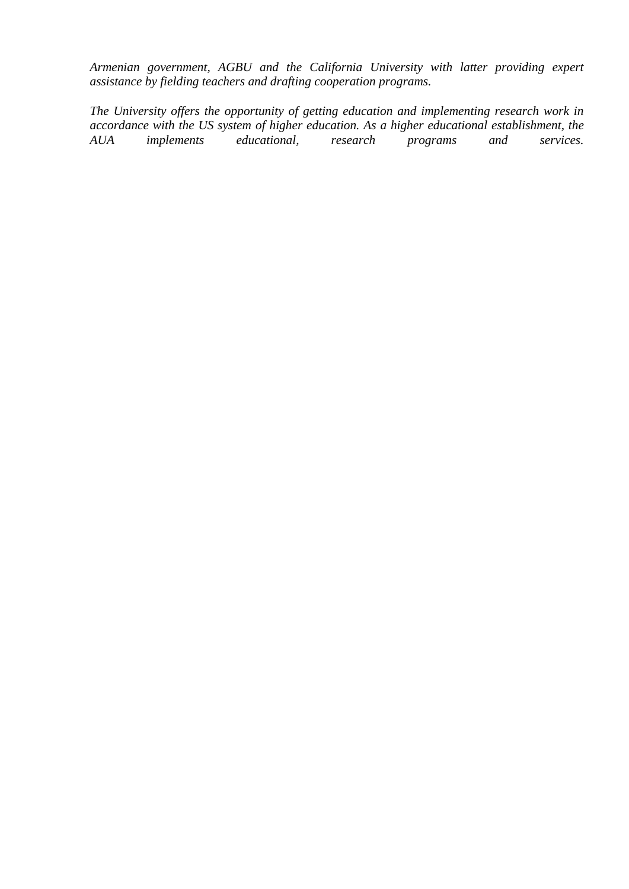*Armenian government, AGBU and the California University with latter providing expert assistance by fielding teachers and drafting cooperation programs.*

*The University offers the opportunity of getting education and implementing research work in accordance with the US system of higher education. As a higher educational establishment, the AUA implements educational, research programs and services.*